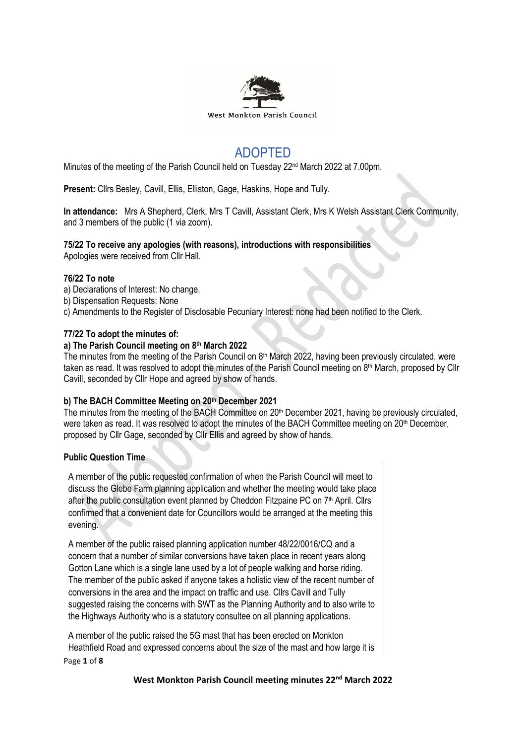West Monkton Parish Council

# ADOPTED

Minutes of the meeting of the Parish Council held on Tuesday 22nd March 2022 at 7.00pm.

**Present:** Cllrs Besley, Cavill, Ellis, Elliston, Gage, Haskins, Hope and Tully.

**In attendance:** Mrs A Shepherd, Clerk, Mrs T Cavill, Assistant Clerk, Mrs K Welsh Assistant Clerk Community, and 3 members of the public (1 via zoom).

**75/22 To receive any apologies (with reasons), introductions with responsibilities**
Apologies were received from Cllr Hall.

**76/22 To note**

a) Declarations of Interest: No change.
b) Dispensation Requests: None
c) Amendments to the Register of Disclosable Pecuniary Interest: none had been notified to the Clerk.

**77/22 To adopt the minutes of:**

**a) The Parish Council meeting on 8th March 2022**

The minutes from the meeting of the Parish Council on 8th March 2022, having been previously circulated, were taken as read. It was resolved to adopt the minutes of the Parish Council meeting on 8th March, proposed by Cllr Cavill, seconded by Cllr Hope and agreed by show of hands.

**b) The BACH Committee Meeting on 20th December 2021**

The minutes from the meeting of the BACH Committee on 20th December 2021, having be previously circulated, were taken as read. It was resolved to adopt the minutes of the BACH Committee meeting on 20th December, proposed by Cllr Gage, seconded by Cllr Ellis and agreed by show of hands.

**Public Question Time**

A member of the public requested confirmation of when the Parish Council will meet to discuss the Glebe Farm planning application and whether the meeting would take place after the public consultation event planned by Cheddon Fitzpaine PC on 7th April. Cllrs confirmed that a convenient date for Councillors would be arranged at the meeting this evening.

A member of the public raised planning application number 48/22/0016/CQ and a concern that a number of similar conversions have taken place in recent years along Gotton Lane which is a single lane used by a lot of people walking and horse riding. The member of the public asked if anyone takes a holistic view of the recent number of conversions in the area and the impact on traffic and use. Cllrs Cavill and Tully suggested raising the concerns with SWT as the Planning Authority and to also write to the Highways Authority who is a statutory consultee on all planning applications.

A member of the public raised the 5G mast that has been erected on Monkton Heathfield Road and expressed concerns about the size of the mast and how large it is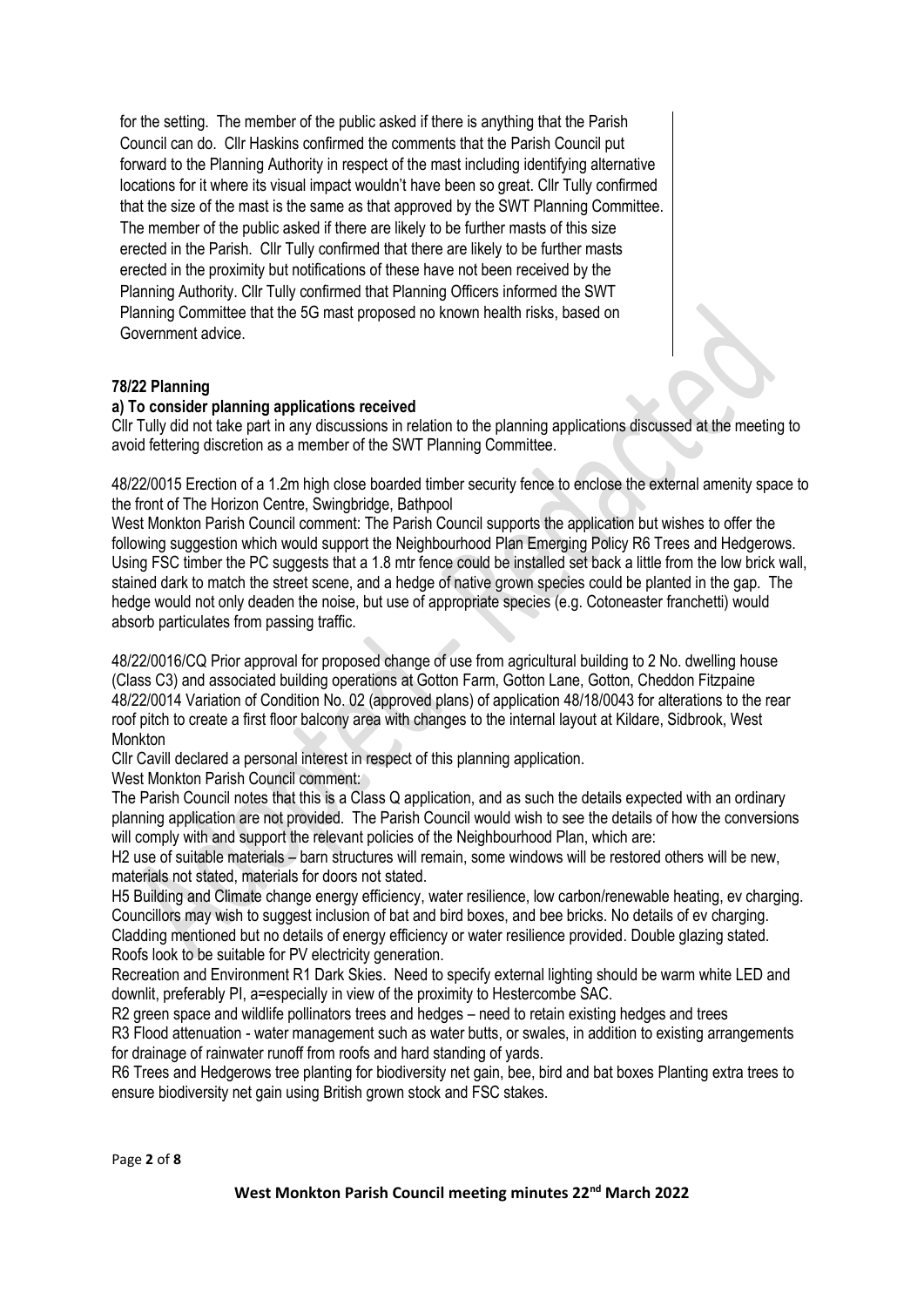for the setting. The member of the public asked if there is anything that the Parish Council can do. Cllr Haskins confirmed the comments that the Parish Council put forward to the Planning Authority in respect of the mast including identifying alternative locations for it where its visual impact wouldn't have been so great. Cllr Tully confirmed that the size of the mast is the same as that approved by the SWT Planning Committee. The member of the public asked if there are likely to be further masts of this size erected in the Parish. Cllr Tully confirmed that there are likely to be further masts erected in the proximity but notifications of these have not been received by the Planning Authority. Cllr Tully confirmed that Planning Officers informed the SWT Planning Committee that the 5G mast proposed no known health risks, based on Government advice.

**78/22 Planning**

**a) To consider planning applications received**

Cllr Tully did not take part in any discussions in relation to the planning applications discussed at the meeting to avoid fettering discretion as a member of the SWT Planning Committee.

48/22/0015 Erection of a 1.2m high close boarded timber security fence to enclose the external amenity space to the front of The Horizon Centre, Swingbridge, Bathpool

West Monkton Parish Council comment: The Parish Council supports the application but wishes to offer the following suggestion which would support the Neighbourhood Plan Emerging Policy R6 Trees and Hedgerows. Using FSC timber the PC suggests that a 1.8 mtr fence could be installed set back a little from the low brick wall, stained dark to match the street scene, and a hedge of native grown species could be planted in the gap. The hedge would not only deaden the noise, but use of appropriate species (e.g. Cotoneaster franchetti) would absorb particulates from passing traffic.

48/22/0016/CQ Prior approval for proposed change of use from agricultural building to 2 No. dwelling house (Class C3) and associated building operations at Gotton Farm, Gotton Lane, Gotton, Cheddon Fitzpaine

48/22/0014 Variation of Condition No. 02 (approved plans) of application 48/18/0043 for alterations to the rear roof pitch to create a first floor balcony area with changes to the internal layout at Kildare, Sidbrook, West Monkton

Cllr Cavill declared a personal interest in respect of this planning application.

West Monkton Parish Council comment:

The Parish Council notes that this is a Class Q application, and as such the details expected with an ordinary planning application are not provided. The Parish Council would wish to see the details of how the conversions will comply with and support the relevant policies of the Neighbourhood Plan, which are:

H2 use of suitable materials – barn structures will remain, some windows will be restored others will be new, materials not stated, materials for doors not stated.

H5 Building and Climate change energy efficiency, water resilience, low carbon/renewable heating, ev charging. Councillors may wish to suggest inclusion of bat and bird boxes, and bee bricks. No details of ev charging. Cladding mentioned but no details of energy efficiency or water resilience provided. Double glazing stated. Roofs look to be suitable for PV electricity generation.

Recreation and Environment R1 Dark Skies. Need to specify external lighting should be warm white LED and downlit, preferably PI, a=especially in view of the proximity to Hestercombe SAC.

R2 green space and wildlife pollinators trees and hedges – need to retain existing hedges and trees

R3 Flood attenuation - water management such as water butts, or swales, in addition to existing arrangements for drainage of rainwater runoff from roofs and hard standing of yards.

R6 Trees and Hedgerows tree planting for biodiversity net gain, bee, bird and bat boxes Planting extra trees to ensure biodiversity net gain using British grown stock and FSC stakes.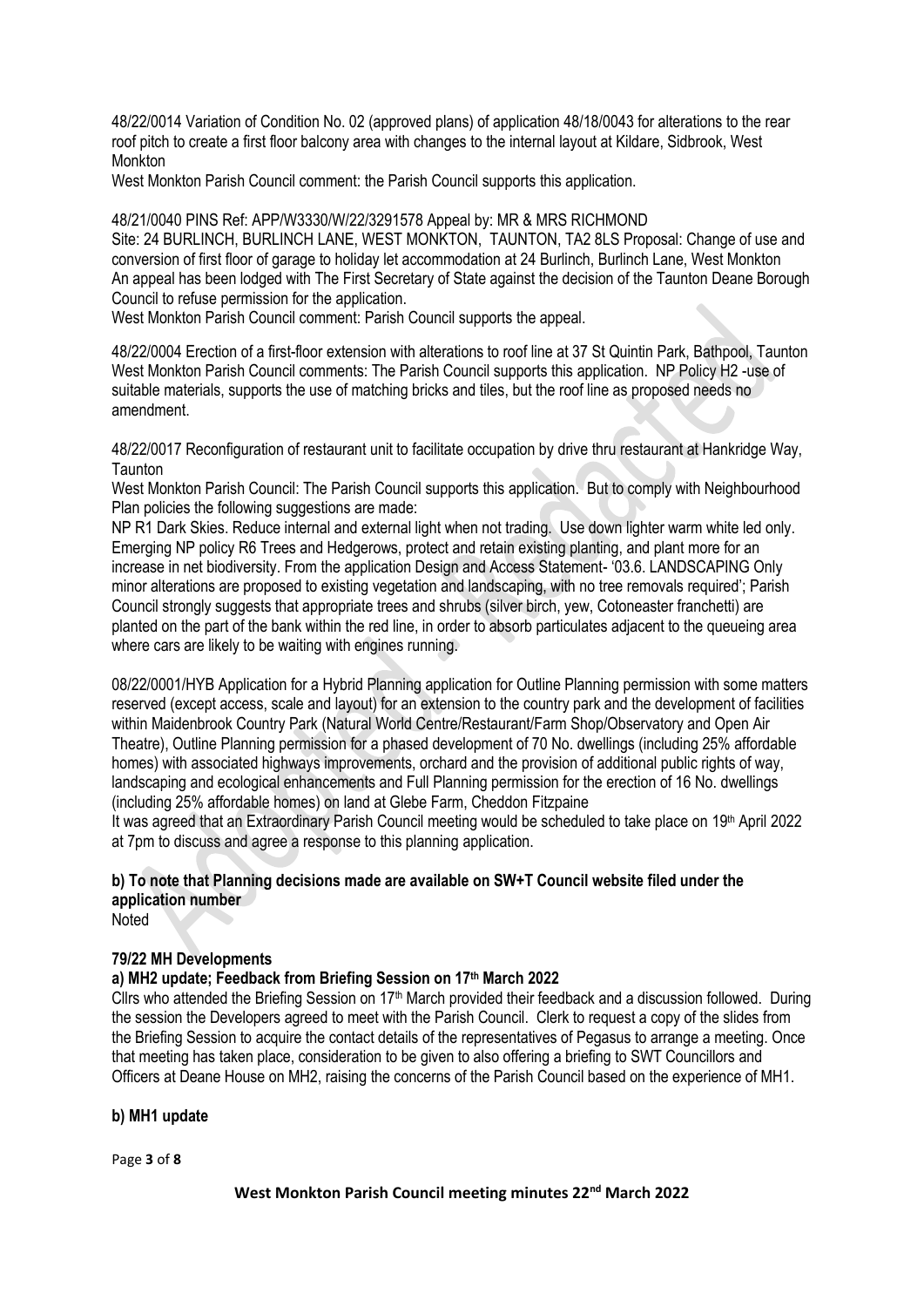48/22/0014 Variation of Condition No. 02 (approved plans) of application 48/18/0043 for alterations to the rear roof pitch to create a first floor balcony area with changes to the internal layout at Kildare, Sidbrook, West Monkton

West Monkton Parish Council comment: the Parish Council supports this application.

48/21/0040 PINS Ref: APP/W3330/W/22/3291578 Appeal by: MR & MRS RICHMOND

Site: 24 BURLINCH, BURLINCH LANE, WEST MONKTON, TAUNTON, TA2 8LS Proposal: Change of use and conversion of first floor of garage to holiday let accommodation at 24 Burlinch, Burlinch Lane, West Monkton An appeal has been lodged with The First Secretary of State against the decision of the Taunton Deane Borough Council to refuse permission for the application.

West Monkton Parish Council comment: Parish Council supports the appeal.

48/22/0004 Erection of a first-floor extension with alterations to roof line at 37 St Quintin Park, Bathpool, Taunton West Monkton Parish Council comments: The Parish Council supports this application. NP Policy H2 -use of suitable materials, supports the use of matching bricks and tiles, but the roof line as proposed needs no amendment.

48/22/0017 Reconfiguration of restaurant unit to facilitate occupation by drive thru restaurant at Hankridge Way, Taunton

West Monkton Parish Council: The Parish Council supports this application. But to comply with Neighbourhood Plan policies the following suggestions are made:

NP R1 Dark Skies. Reduce internal and external light when not trading. Use down lighter warm white led only. Emerging NP policy R6 Trees and Hedgerows, protect and retain existing planting, and plant more for an increase in net biodiversity. From the application Design and Access Statement- '03.6. LANDSCAPING Only minor alterations are proposed to existing vegetation and landscaping, with no tree removals required'; Parish Council strongly suggests that appropriate trees and shrubs (silver birch, yew, Cotoneaster franchetti) are planted on the part of the bank within the red line, in order to absorb particulates adjacent to the queueing area where cars are likely to be waiting with engines running.

08/22/0001/HYB Application for a Hybrid Planning application for Outline Planning permission with some matters reserved (except access, scale and layout) for an extension to the country park and the development of facilities within Maidenbrook Country Park (Natural World Centre/Restaurant/Farm Shop/Observatory and Open Air Theatre), Outline Planning permission for a phased development of 70 No. dwellings (including 25% affordable homes) with associated highways improvements, orchard and the provision of additional public rights of way, landscaping and ecological enhancements and Full Planning permission for the erection of 16 No. dwellings (including 25% affordable homes) on land at Glebe Farm, Cheddon Fitzpaine

It was agreed that an Extraordinary Parish Council meeting would be scheduled to take place on 19th April 2022 at 7pm to discuss and agree a response to this planning application.

**b) To note that Planning decisions made are available on SW+T Council website filed under the application number**

Noted

**79/22 MH Developments**

**a) MH2 update; Feedback from Briefing Session on 17th March 2022**

Cllrs who attended the Briefing Session on 17th March provided their feedback and a discussion followed. During the session the Developers agreed to meet with the Parish Council. Clerk to request a copy of the slides from the Briefing Session to acquire the contact details of the representatives of Pegasus to arrange a meeting. Once that meeting has taken place, consideration to be given to also offering a briefing to SWT Councillors and Officers at Deane House on MH2, raising the concerns of the Parish Council based on the experience of MH1.

**b) MH1 update**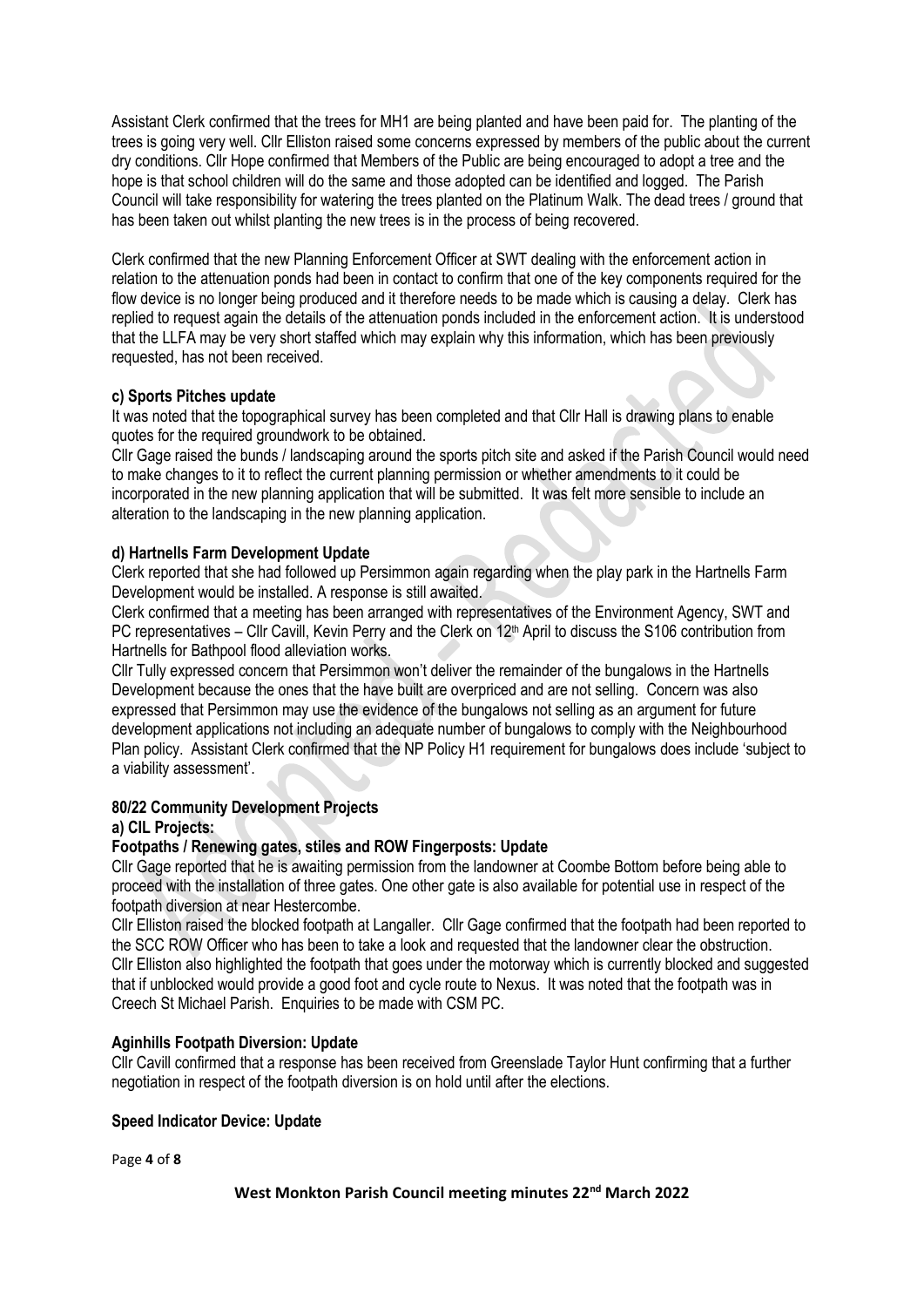Assistant Clerk confirmed that the trees for MH1 are being planted and have been paid for. The planting of the trees is going very well. Cllr Elliston raised some concerns expressed by members of the public about the current dry conditions. Cllr Hope confirmed that Members of the Public are being encouraged to adopt a tree and the hope is that school children will do the same and those adopted can be identified and logged. The Parish Council will take responsibility for watering the trees planted on the Platinum Walk. The dead trees / ground that has been taken out whilst planting the new trees is in the process of being recovered.

Clerk confirmed that the new Planning Enforcement Officer at SWT dealing with the enforcement action in relation to the attenuation ponds had been in contact to confirm that one of the key components required for the flow device is no longer being produced and it therefore needs to be made which is causing a delay. Clerk has replied to request again the details of the attenuation ponds included in the enforcement action. It is understood that the LLFA may be very short staffed which may explain why this information, which has been previously requested, has not been received.

**c) Sports Pitches update**

It was noted that the topographical survey has been completed and that Cllr Hall is drawing plans to enable quotes for the required groundwork to be obtained.

Cllr Gage raised the bunds / landscaping around the sports pitch site and asked if the Parish Council would need to make changes to it to reflect the current planning permission or whether amendments to it could be incorporated in the new planning application that will be submitted. It was felt more sensible to include an alteration to the landscaping in the new planning application.

**d) Hartnells Farm Development Update**

Clerk reported that she had followed up Persimmon again regarding when the play park in the Hartnells Farm Development would be installed. A response is still awaited.

Clerk confirmed that a meeting has been arranged with representatives of the Environment Agency, SWT and PC representatives – Cllr Cavill, Kevin Perry and the Clerk on 12th April to discuss the S106 contribution from Hartnells for Bathpool flood alleviation works.

Cllr Tully expressed concern that Persimmon won't deliver the remainder of the bungalows in the Hartnells Development because the ones that the have built are overpriced and are not selling. Concern was also expressed that Persimmon may use the evidence of the bungalows not selling as an argument for future development applications not including an adequate number of bungalows to comply with the Neighbourhood Plan policy. Assistant Clerk confirmed that the NP Policy H1 requirement for bungalows does include 'subject to a viability assessment'.

**80/22 Community Development Projects**

**a) CIL Projects:**

**Footpaths / Renewing gates, stiles and ROW Fingerposts: Update**

Cllr Gage reported that he is awaiting permission from the landowner at Coombe Bottom before being able to proceed with the installation of three gates. One other gate is also available for potential use in respect of the footpath diversion at near Hestercombe.

Cllr Elliston raised the blocked footpath at Langaller. Cllr Gage confirmed that the footpath had been reported to the SCC ROW Officer who has been to take a look and requested that the landowner clear the obstruction.

Cllr Elliston also highlighted the footpath that goes under the motorway which is currently blocked and suggested that if unblocked would provide a good foot and cycle route to Nexus. It was noted that the footpath was in Creech St Michael Parish. Enquiries to be made with CSM PC.

**Aginhills Footpath Diversion: Update**

Cllr Cavill confirmed that a response has been received from Greenslade Taylor Hunt confirming that a further negotiation in respect of the footpath diversion is on hold until after the elections.

**Speed Indicator Device: Update**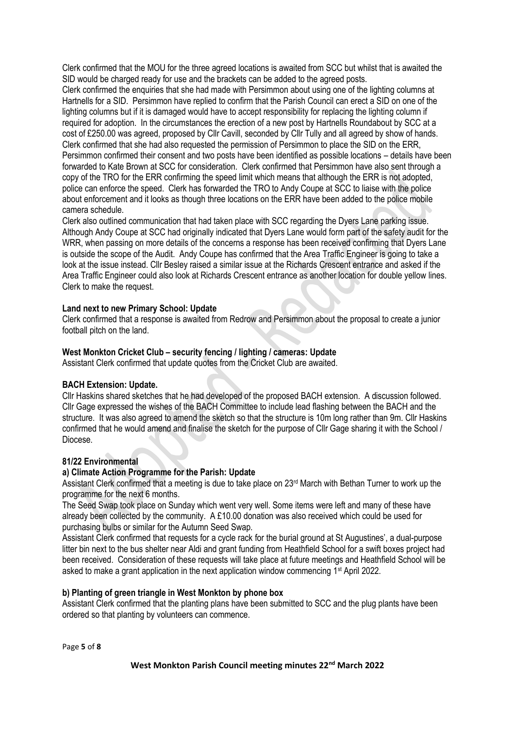Clerk confirmed that the MOU for the three agreed locations is awaited from SCC but whilst that is awaited the SID would be charged ready for use and the brackets can be added to the agreed posts.

Clerk confirmed the enquiries that she had made with Persimmon about using one of the lighting columns at Hartnells for a SID. Persimmon have replied to confirm that the Parish Council can erect a SID on one of the lighting columns but if it is damaged would have to accept responsibility for replacing the lighting column if required for adoption. In the circumstances the erection of a new post by Hartnells Roundabout by SCC at a cost of £250.00 was agreed, proposed by Cllr Cavill, seconded by Cllr Tully and all agreed by show of hands.

Clerk confirmed that she had also requested the permission of Persimmon to place the SID on the ERR, Persimmon confirmed their consent and two posts have been identified as possible locations – details have been forwarded to Kate Brown at SCC for consideration. Clerk confirmed that Persimmon have also sent through a copy of the TRO for the ERR confirming the speed limit which means that although the ERR is not adopted, police can enforce the speed. Clerk has forwarded the TRO to Andy Coupe at SCC to liaise with the police about enforcement and it looks as though three locations on the ERR have been added to the police mobile camera schedule.

Clerk also outlined communication that had taken place with SCC regarding the Dyers Lane parking issue. Although Andy Coupe at SCC had originally indicated that Dyers Lane would form part of the safety audit for the WRR, when passing on more details of the concerns a response has been received confirming that Dyers Lane is outside the scope of the Audit. Andy Coupe has confirmed that the Area Traffic Engineer is going to take a look at the issue instead. Cllr Besley raised a similar issue at the Richards Crescent entrance and asked if the Area Traffic Engineer could also look at Richards Crescent entrance as another location for double yellow lines. Clerk to make the request.

**Land next to new Primary School: Update**

Clerk confirmed that a response is awaited from Redrow and Persimmon about the proposal to create a junior football pitch on the land.

**West Monkton Cricket Club – security fencing / lighting / cameras: Update**

Assistant Clerk confirmed that update quotes from the Cricket Club are awaited.

**BACH Extension: Update.**

Cllr Haskins shared sketches that he had developed of the proposed BACH extension. A discussion followed. Cllr Gage expressed the wishes of the BACH Committee to include lead flashing between the BACH and the structure. It was also agreed to amend the sketch so that the structure is 10m long rather than 9m. Cllr Haskins confirmed that he would amend and finalise the sketch for the purpose of Cllr Gage sharing it with the School / Diocese.

**81/22 Environmental**

**a) Climate Action Programme for the Parish: Update**

Assistant Clerk confirmed that a meeting is due to take place on 23rd March with Bethan Turner to work up the programme for the next 6 months.

The Seed Swap took place on Sunday which went very well. Some items were left and many of these have already been collected by the community. A £10.00 donation was also received which could be used for purchasing bulbs or similar for the Autumn Seed Swap.

Assistant Clerk confirmed that requests for a cycle rack for the burial ground at St Augustines', a dual-purpose litter bin next to the bus shelter near Aldi and grant funding from Heathfield School for a swift boxes project had been received. Consideration of these requests will take place at future meetings and Heathfield School will be asked to make a grant application in the next application window commencing 1st April 2022.

**b) Planting of green triangle in West Monkton by phone box**

Assistant Clerk confirmed that the planting plans have been submitted to SCC and the plug plants have been ordered so that planting by volunteers can commence.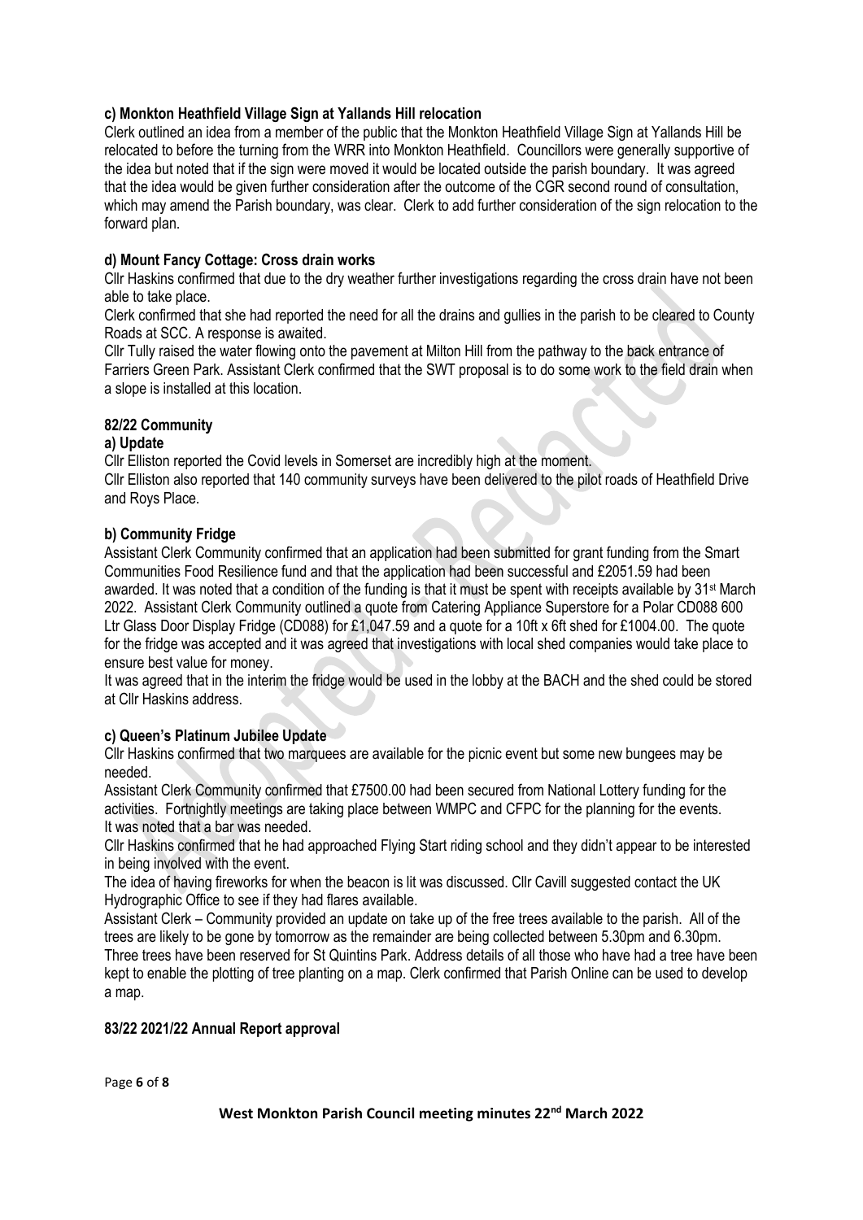#### c) Monkton Heathfield Village Sign at Yallands Hill relocation

Clerk outlined an idea from a member of the public that the Monkton Heathfield Village Sign at Yallands Hill be relocated to before the turning from the WRR into Monkton Heathfield. Councillors were generally supportive of the idea but noted that if the sign were moved it would be located outside the parish boundary. It was agreed that the idea would be given further consideration after the outcome of the CGR second round of consultation, which may amend the Parish boundary, was clear. Clerk to add further consideration of the sign relocation to the forward plan.

#### d) Mount Fancy Cottage: Cross drain works

Cllr Haskins confirmed that due to the dry weather further investigations regarding the cross drain have not been able to take place.

Clerk confirmed that she had reported the need for all the drains and gullies in the parish to be cleared to County Roads at SCC. A response is awaited.

Cllr Tully raised the water flowing onto the pavement at Milton Hill from the pathway to the back entrance of Farriers Green Park. Assistant Clerk confirmed that the SWT proposal is to do some work to the field drain when a slope is installed at this location.

### 82/22 Community

#### a) Update

Cllr Elliston reported the Covid levels in Somerset are incredibly high at the moment.

Cllr Elliston also reported that 140 community surveys have been delivered to the pilot roads of Heathfield Drive and Roys Place.

#### b) Community Fridge

Assistant Clerk Community confirmed that an application had been submitted for grant funding from the Smart Communities Food Resilience fund and that the application had been successful and £2051.59 had been awarded. It was noted that a condition of the funding is that it must be spent with receipts available by 31st March 2022. Assistant Clerk Community outlined a quote from Catering Appliance Superstore for a Polar CD088 600 Ltr Glass Door Display Fridge (CD088) for £1,047.59 and a quote for a 10ft x 6ft shed for £1004.00. The quote for the fridge was accepted and it was agreed that investigations with local shed companies would take place to ensure best value for money.

It was agreed that in the interim the fridge would be used in the lobby at the BACH and the shed could be stored at Cllr Haskins address.

#### c) Queen's Platinum Jubilee Update

Cllr Haskins confirmed that two marquees are available for the picnic event but some new bungees may be needed.

Assistant Clerk Community confirmed that £7500.00 had been secured from National Lottery funding for the activities. Fortnightly meetings are taking place between WMPC and CFPC for the planning for the events. It was noted that a bar was needed.

Cllr Haskins confirmed that he had approached Flying Start riding school and they didn't appear to be interested in being involved with the event.

The idea of having fireworks for when the beacon is lit was discussed. Cllr Cavill suggested contact the UK Hydrographic Office to see if they had flares available.

Assistant Clerk – Community provided an update on take up of the free trees available to the parish. All of the trees are likely to be gone by tomorrow as the remainder are being collected between 5.30pm and 6.30pm. Three trees have been reserved for St Quintins Park. Address details of all those who have had a tree have been kept to enable the plotting of tree planting on a map. Clerk confirmed that Parish Online can be used to develop a map.

### 83/22 2021/22 Annual Report approval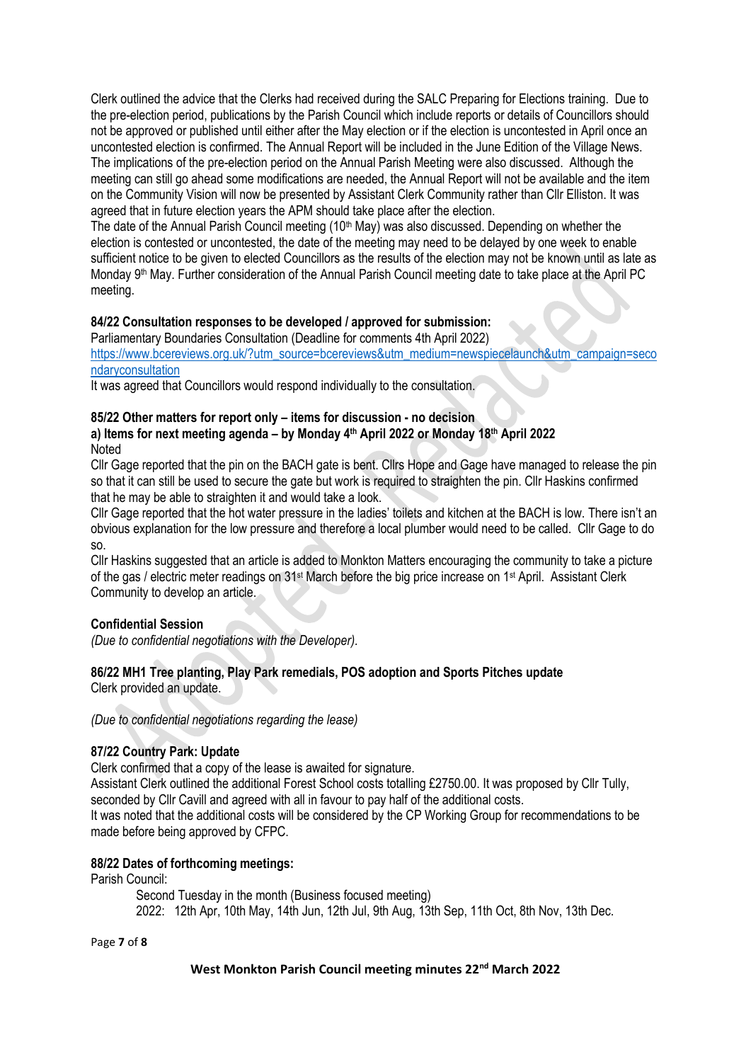Clerk outlined the advice that the Clerks had received during the SALC Preparing for Elections training. Due to the pre-election period, publications by the Parish Council which include reports or details of Councillors should not be approved or published until either after the May election or if the election is uncontested in April once an uncontested election is confirmed. The Annual Report will be included in the June Edition of the Village News. The implications of the pre-election period on the Annual Parish Meeting were also discussed. Although the meeting can still go ahead some modifications are needed, the Annual Report will not be available and the item on the Community Vision will now be presented by Assistant Clerk Community rather than Cllr Elliston. It was agreed that in future election years the APM should take place after the election.

The date of the Annual Parish Council meeting (10th May) was also discussed. Depending on whether the election is contested or uncontested, the date of the meeting may need to be delayed by one week to enable sufficient notice to be given to elected Councillors as the results of the election may not be known until as late as Monday 9th May. Further consideration of the Annual Parish Council meeting date to take place at the April PC meeting.

**84/22 Consultation responses to be developed / approved for submission:**

Parliamentary Boundaries Consultation (Deadline for comments 4th April 2022)

https://www.bcereviews.org.uk/?utm_source=bcereviews&utm_medium=newspiecelaunch&utm_campaign=secondaryconsultation

It was agreed that Councillors would respond individually to the consultation.

**85/22 Other matters for report only – items for discussion - no decision**

**a) Items for next meeting agenda – by Monday 4th April 2022 or Monday 18th April 2022**

Noted

Cllr Gage reported that the pin on the BACH gate is bent. Cllrs Hope and Gage have managed to release the pin so that it can still be used to secure the gate but work is required to straighten the pin. Cllr Haskins confirmed that he may be able to straighten it and would take a look.

Cllr Gage reported that the hot water pressure in the ladies' toilets and kitchen at the BACH is low. There isn't an obvious explanation for the low pressure and therefore a local plumber would need to be called. Cllr Gage to do so.

Cllr Haskins suggested that an article is added to Monkton Matters encouraging the community to take a picture of the gas / electric meter readings on 31st March before the big price increase on 1st April. Assistant Clerk Community to develop an article.

**Confidential Session**

*(Due to confidential negotiations with the Developer).*

**86/22 MH1 Tree planting, Play Park remedials, POS adoption and Sports Pitches update**

Clerk provided an update.

*(Due to confidential negotiations regarding the lease)*

**87/22 Country Park: Update**

Clerk confirmed that a copy of the lease is awaited for signature.

Assistant Clerk outlined the additional Forest School costs totalling £2750.00. It was proposed by Cllr Tully, seconded by Cllr Cavill and agreed with all in favour to pay half of the additional costs.

It was noted that the additional costs will be considered by the CP Working Group for recommendations to be made before being approved by CFPC.

**88/22 Dates of forthcoming meetings:**

Parish Council:

Second Tuesday in the month (Business focused meeting)

2022: 12th Apr, 10th May, 14th Jun, 12th Jul, 9th Aug, 13th Sep, 11th Oct, 8th Nov, 13th Dec.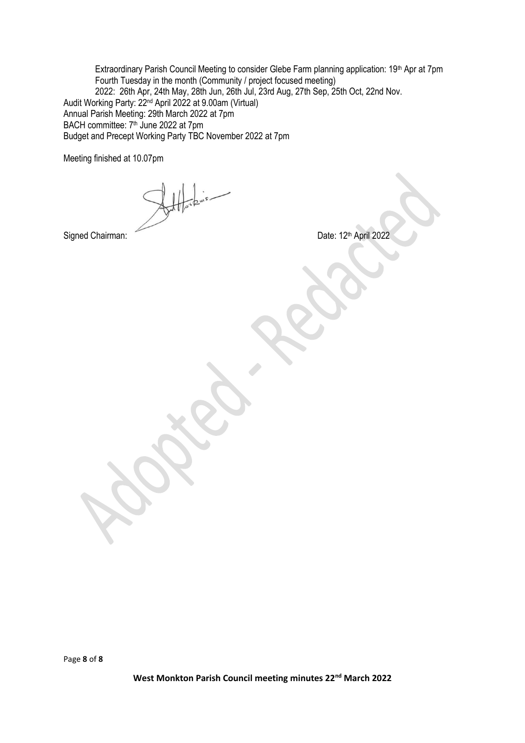Extraordinary Parish Council Meeting to consider Glebe Farm planning application: 19th Apr at 7pm
Fourth Tuesday in the month (Community / project focused meeting)
2022: 26th Apr, 24th May, 28th Jun, 26th Jul, 23rd Aug, 27th Sep, 25th Oct, 22nd Nov.

Audit Working Party: 22nd April 2022 at 9.00am (Virtual)
Annual Parish Meeting: 29th March 2022 at 7pm
BACH committee: 7th June 2022 at 7pm
Budget and Precept Working Party TBC November 2022 at 7pm

Meeting finished at 10.07pm

Signed Chairman: Date: 12th April 2022

Adopted - Redacted